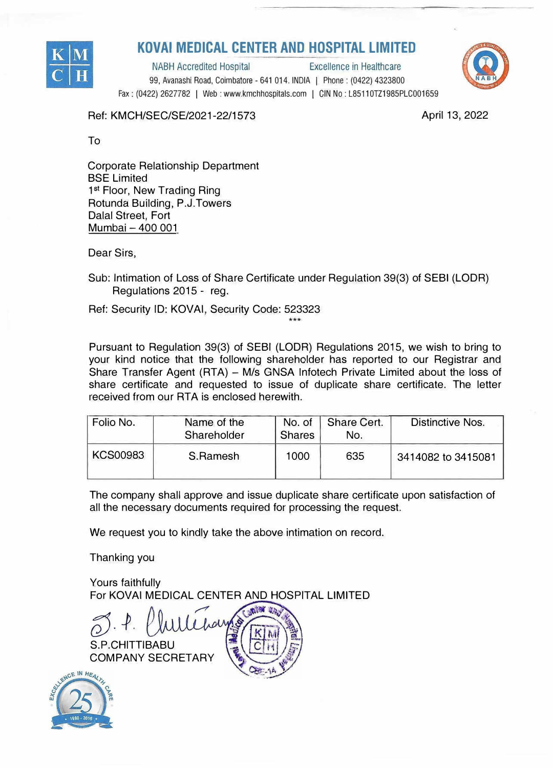# KOVAI MEDICAL CENTER AND HOSPITAL LIMITED

NABH Accredited Hospital — Excellence in Healthcare

99, Avanashi Road, Coimbatore - 641 014. INDIA | Phone : (0422) 4323800

Fax : (0422) 2627782 | Web : www.kmchhospitals.com | CIN No : L85110TZ1985PLC001659

Ref: KMCH/SEC/SE/2021-22/1573

April 13, 2022

To

Corporate Relationship Department
BSE Limited
1st Floor, New Trading Ring
Rotunda Building, P.J.Towers
Dalal Street, Fort
Mumbai – 400 001

Dear Sirs,

Sub: Intimation of Loss of Share Certificate under Regulation 39(3) of SEBI (LODR) Regulations 2015 - reg.

Ref: Security ID: KOVAI, Security Code: 523323

***

Pursuant to Regulation 39(3) of SEBI (LODR) Regulations 2015, we wish to bring to your kind notice that the following shareholder has reported to our Registrar and Share Transfer Agent (RTA) – M/s GNSA Infotech Private Limited about the loss of share certificate and requested to issue of duplicate share certificate. The letter received from our RTA is enclosed herewith.

| Folio No. | Name of the Shareholder | No. of Shares | Share Cert. No. | Distinctive Nos. |
|---|---|---|---|---|
| KCS00983 | S.Ramesh | 1000 | 635 | 3414082 to 3415081 |

The company shall approve and issue duplicate share certificate upon satisfaction of all the necessary documents required for processing the request.

We request you to kindly take the above intimation on record.

Thanking you

Yours faithfully
For KOVAI MEDICAL CENTER AND HOSPITAL LIMITED

S.P.CHITTIBABU
COMPANY SECRETARY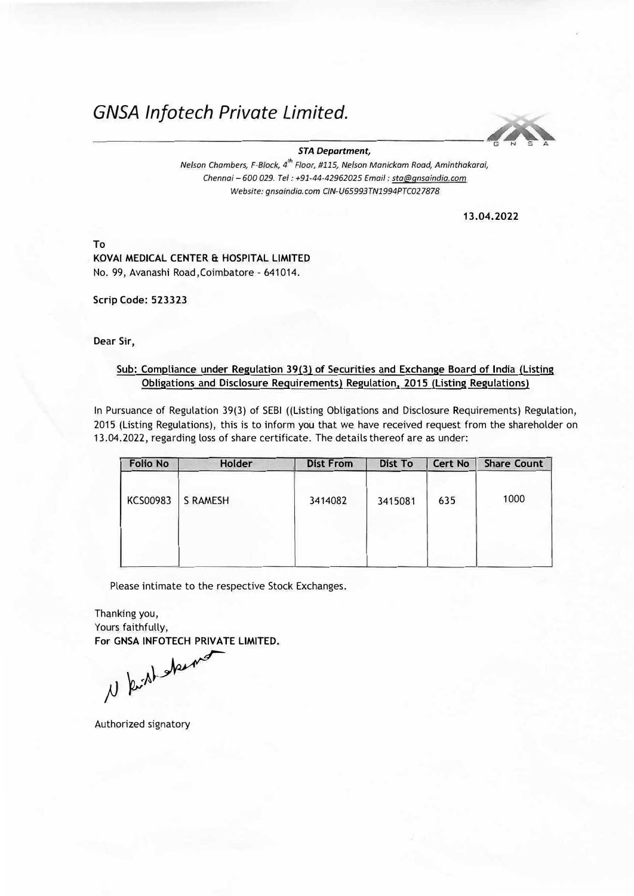# *GNSA Infotech Private Limited.*

***STA Department,***

*Nelson Chambers, F-Block, 4th Floor, #115, Nelson Manickam Road, Aminthakarai, Chennai – 600 029. Tel : +91-44-42962025 Email : sta@gnsaindia.com Website: gnsaindia.com CIN-U65993TN1994PTC027878*

**13.04.2022**

**To**
**KOVAI MEDICAL CENTER & HOSPITAL LIMITED**
No. 99, Avanashi Road,Coimbatore - 641014.

**Scrip Code: 523323**

**Dear Sir,**

**Sub: Compliance under Regulation 39(3) of Securities and Exchange Board of India (Listing Obligations and Disclosure Requirements) Regulation, 2015 (Listing Regulations)**

In Pursuance of Regulation 39(3) of SEBI ((Listing Obligations and Disclosure Requirements) Regulation, 2015 (Listing Regulations), this is to inform you that we have received request from the shareholder on 13.04.2022, regarding loss of share certificate. The details thereof are as under:

| Folio No | Holder | Dist From | Dist To | Cert No | Share Count |
|---|---|---|---|---|---|
| KCS00983 | S RAMESH | 3414082 | 3415081 | 635 | 1000 |

Please intimate to the respective Stock Exchanges.

Thanking you,
Yours faithfully,
**For GNSA INFOTECH PRIVATE LIMITED.**

Authorized signatory